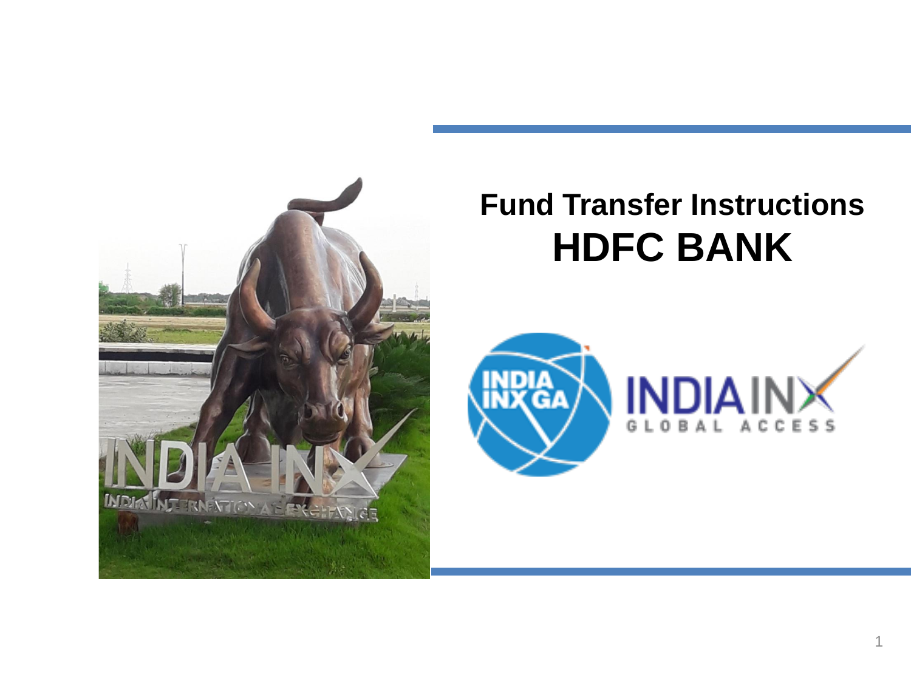# Fund Transfer Instructions

# HDFC BANK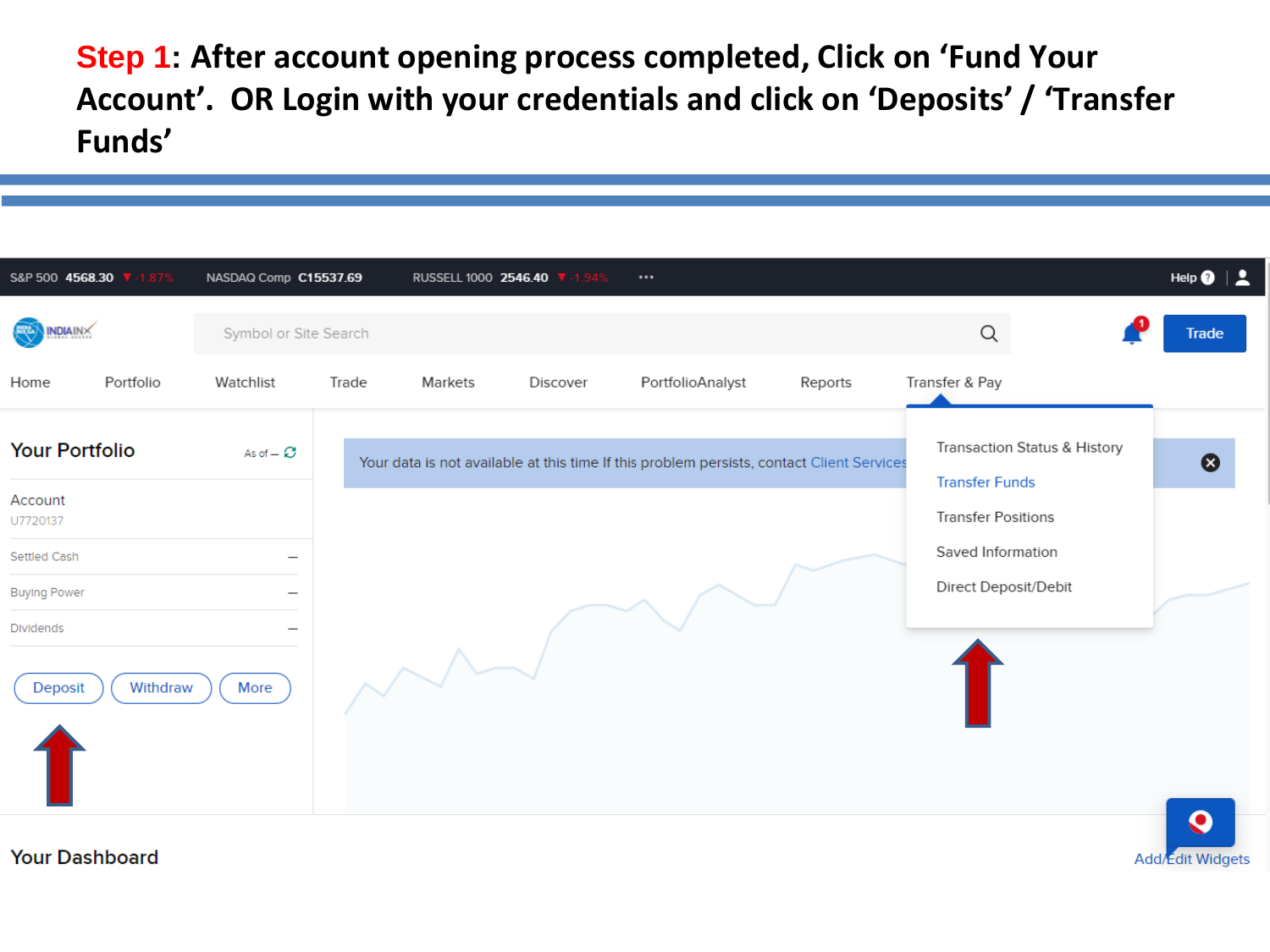**Step 1**: After account opening process completed, Click on ‘Fund Your Account’. OR Login with your credentials and click on ‘Deposits’ / ‘Transfer Funds’

S&P 500 4568.30 ▼ -1.87% NASDAQ Comp C15537.69 RUSSELL 1000 2546.40 ▼ -1.94% ··· Help

Symbol or Site Search

Trade

Home | Portfolio | Watchlist | Trade | Markets | Discover | PortfolioAnalyst | Reports | Transfer & Pay

Your Portfolio As of –

Account
U7720137

Settled Cash –

Buying Power –

Dividends –

Deposit | Withdraw | More

Your data is not available at this time If this problem persists, contact Client Services

- Transaction Status & History
- Transfer Funds
- Transfer Positions
- Saved Information
- Direct Deposit/Debit

Your Dashboard

Add/Edit Widgets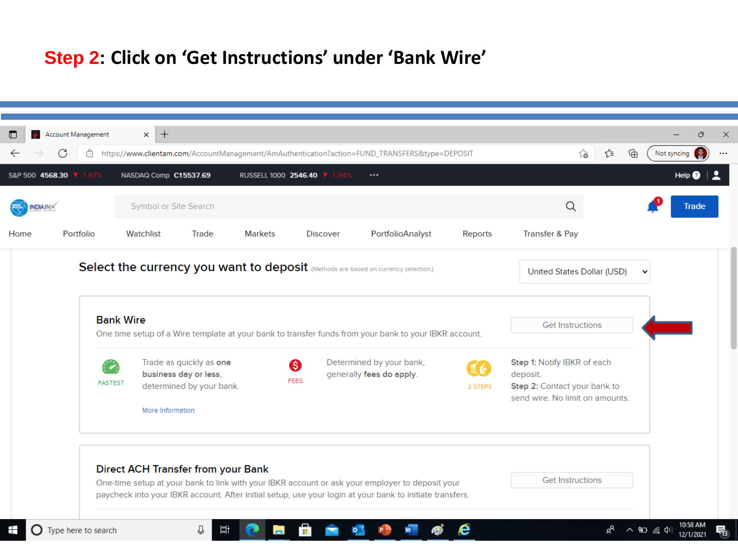# Step 2: Click on 'Get Instructions' under 'Bank Wire'

Select the currency you want to deposit (Methods are based on currency selection.)

United States Dollar (USD)

## Bank Wire

One time setup of a Wire template at your bank to transfer funds from your bank to your IBKR account.

Get Instructions

FASTEST — Trade as quickly as **one business day or less**, determined by your bank.

More Information

FEES — Determined by your bank, generally **fees do apply**.

2 STEPS — **Step 1:** Notify IBKR of each deposit. **Step 2:** Contact your bank to send wire. No limit on amounts.

## Direct ACH Transfer from your Bank

One-time setup at your bank to link with your IBKR account or ask your employer to deposit your paycheck into your IBKR account. After initial setup, use your login at your bank to initiate transfers.

Get Instructions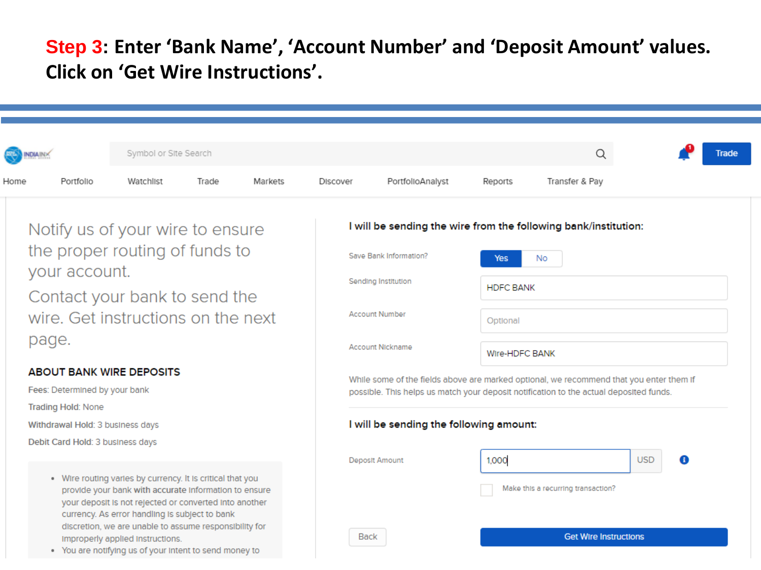**Step 3: Enter 'Bank Name', 'Account Number' and 'Deposit Amount' values. Click on 'Get Wire Instructions'.**

Symbol or Site Search

Trade

Home | Portfolio | Watchlist | Trade | Markets | Discover | PortfolioAnalyst | Reports | Transfer & Pay

Notify us of your wire to ensure the proper routing of funds to your account.

Contact your bank to send the wire. Get instructions on the next page.

**ABOUT BANK WIRE DEPOSITS**

Fees: Determined by your bank

Trading Hold: None

Withdrawal Hold: 3 business days

Debit Card Hold: 3 business days

- Wire routing varies by currency. It is critical that you provide your bank with accurate information to ensure your deposit is not rejected or converted into another currency. As error handling is subject to bank discretion, we are unable to assume responsibility for improperly applied instructions.
- You are notifying us of your intent to send money to

**I will be sending the wire from the following bank/institution:**

Save Bank Information? Yes No

Sending Institution: HDFC BANK

Account Number: Optional

Account Nickname: Wire-HDFC BANK

While some of the fields above are marked optional, we recommend that you enter them if possible. This helps us match your deposit notification to the actual deposited funds.

**I will be sending the following amount:**

Deposit Amount: 1,000 USD

Make this a recurring transaction?

Back | Get Wire Instructions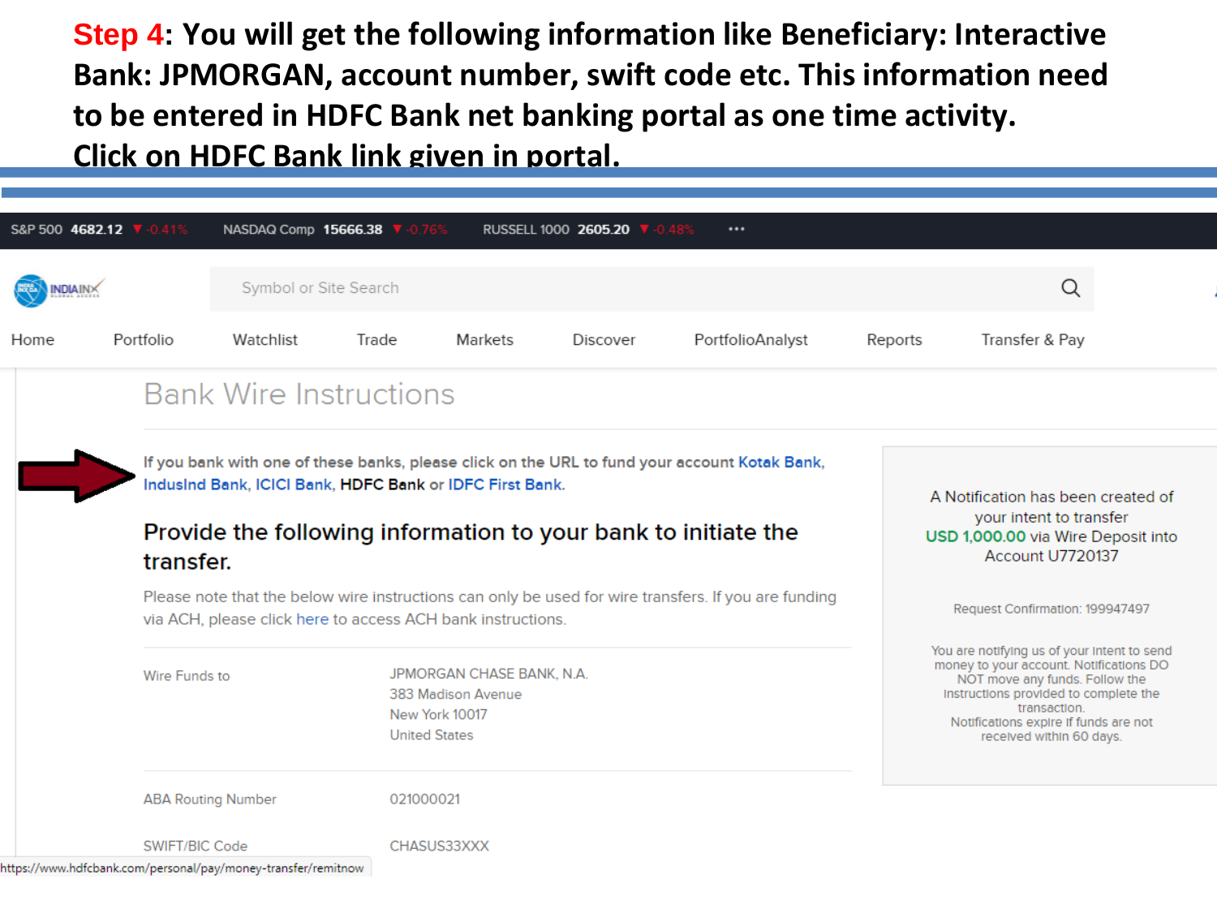**Step 4**: You will get the following information like Beneficiary: Interactive Bank: JPMORGAN, account number, swift code etc. This information need to be entered in HDFC Bank net banking portal as one time activity.
Click on HDFC Bank link given in portal.

S&P 500 4682.12 ▼ -0.41% NASDAQ Comp 15666.38 ▼ -0.76% RUSSELL 1000 2605.20 ▼ -0.48% ···

INDIAINX

Symbol or Site Search

Home | Portfolio | Watchlist | Trade | Markets | Discover | PortfolioAnalyst | Reports | Transfer & Pay

## Bank Wire Instructions

If you bank with one of these banks, please click on the URL to fund your account Kotak Bank, IndusInd Bank, ICICI Bank, HDFC Bank or IDFC First Bank.

### Provide the following information to your bank to initiate the transfer.

Please note that the below wire instructions can only be used for wire transfers. If you are funding via ACH, please click here to access ACH bank instructions.

| | |
|---|---|
| Wire Funds to | JPMORGAN CHASE BANK, N.A.<br>383 Madison Avenue<br>New York 10017<br>United States |
| ABA Routing Number | 021000021 |
| SWIFT/BIC Code | CHASUS33XXX |

A Notification has been created of your intent to transfer USD 1,000.00 via Wire Deposit into Account U7720137

Request Confirmation: 199947497

You are notifying us of your intent to send money to your account. Notifications DO NOT move any funds. Follow the instructions provided to complete the transaction.
Notifications expire if funds are not received within 60 days.

https://www.hdfcbank.com/personal/pay/money-transfer/remitnow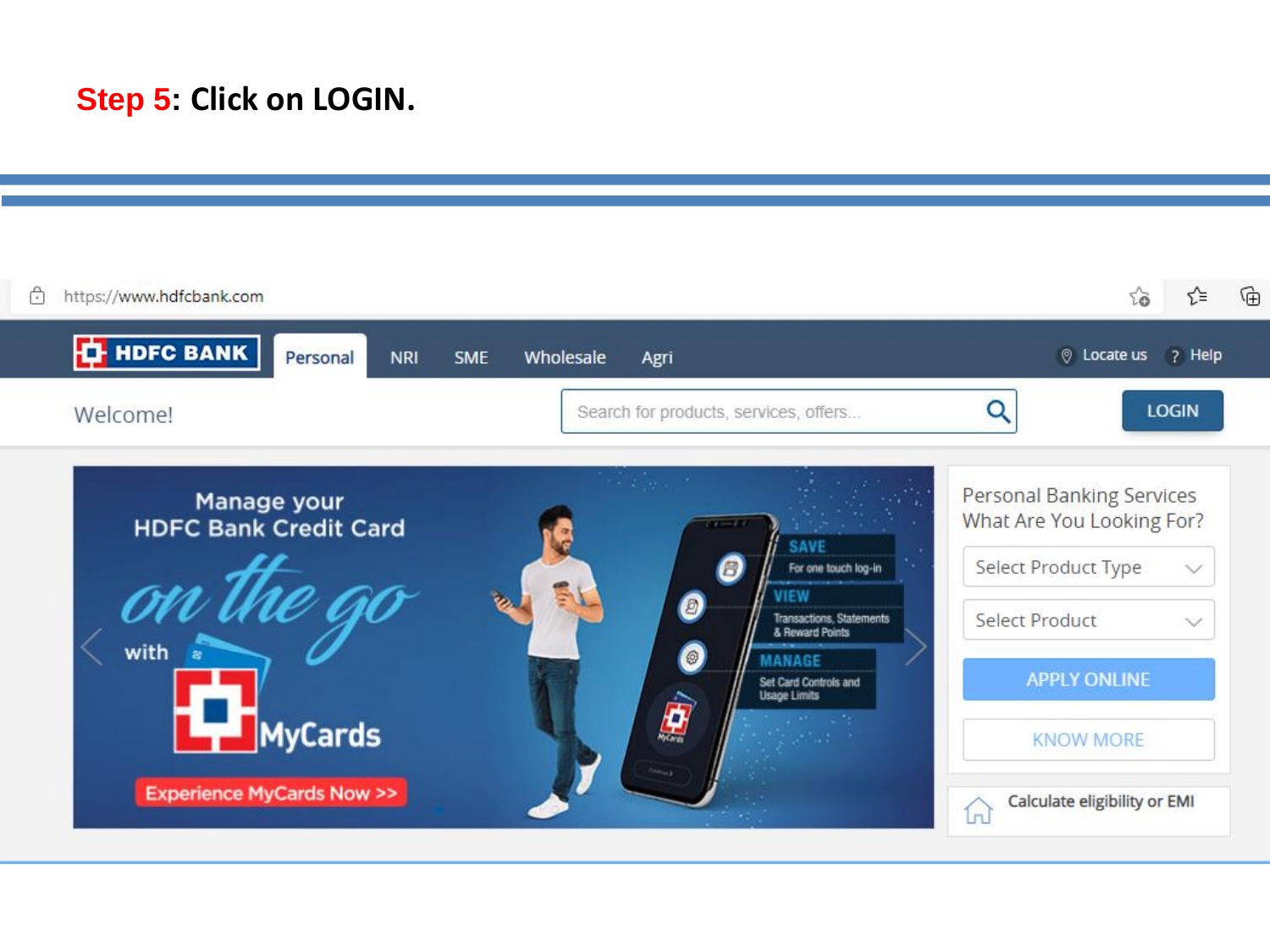**Step 5: Click on LOGIN.**

https://www.hdfcbank.com

HDFC BANK | Personal | NRI | SME | Wholesale | Agri | Locate us | Help

Welcome!

Search for products, services, offers...

LOGIN

Manage your HDFC Bank Credit Card on the go with MyCards

Experience MyCards Now >>

SAVE For one touch log-in

VIEW Transactions, Statements & Reward Points

MANAGE Set Card Controls and Usage Limits

Personal Banking Services What Are You Looking For?

Select Product Type

Select Product

APPLY ONLINE

KNOW MORE

Calculate eligibility or EMI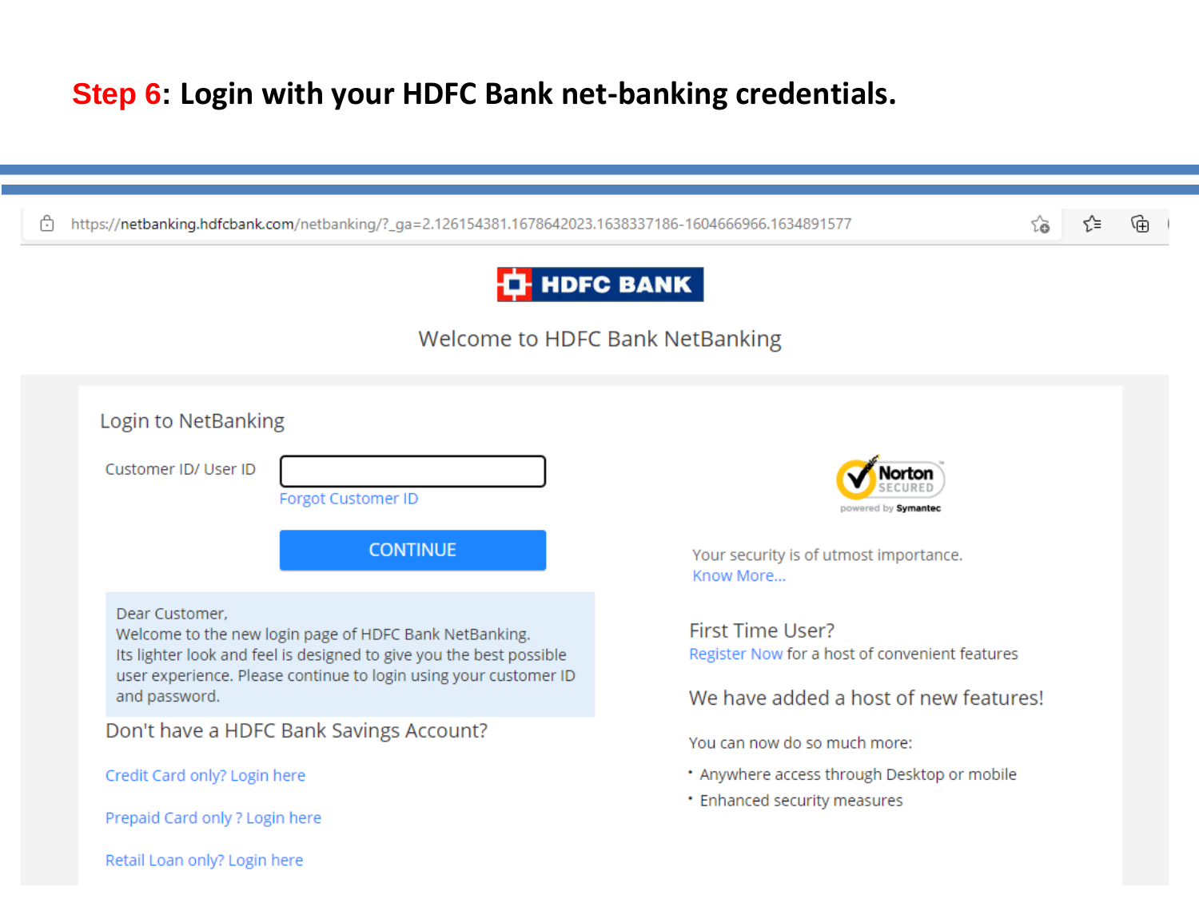**Step 6: Login with your HDFC Bank net-banking credentials.**

https://netbanking.hdfcbank.com/netbanking/?_ga=2.126154381.1678642023.1638337186-1604666966.1634891577

HDFC BANK

Welcome to HDFC Bank NetBanking

Login to NetBanking

Customer ID/ User ID

Forgot Customer ID

CONTINUE

Dear Customer,
Welcome to the new login page of HDFC Bank NetBanking.
Its lighter look and feel is designed to give you the best possible user experience. Please continue to login using your customer ID and password.

Don't have a HDFC Bank Savings Account?

Credit Card only? Login here

Prepaid Card only ? Login here

Retail Loan only? Login here

Norton SECURED powered by Symantec

Your security is of utmost importance.
Know More...

First Time User?
Register Now for a host of convenient features

We have added a host of new features!

You can now do so much more:

- Anywhere access through Desktop or mobile
- Enhanced security measures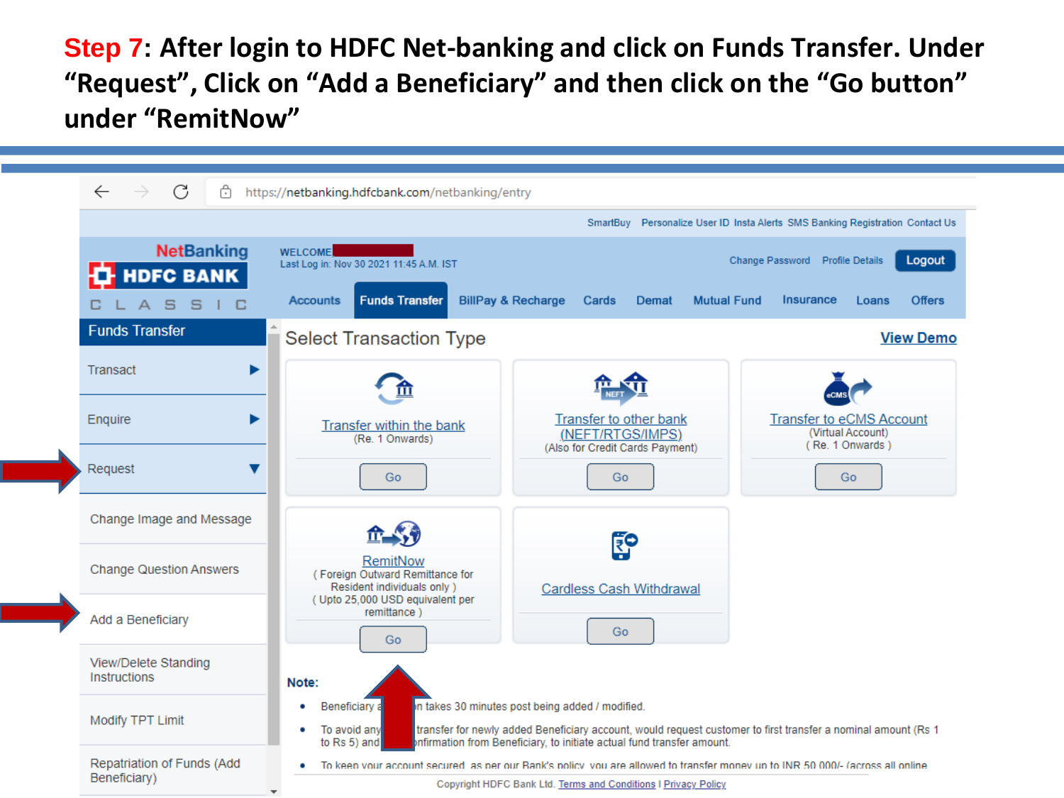# Step 7: After login to HDFC Net-banking and click on Funds Transfer. Under "Request", Click on "Add a Beneficiary" and then click on the "Go button" under "RemitNow"

https://netbanking.hdfcbank.com/netbanking/entry

SmartBuy Personalize User ID Insta Alerts SMS Banking Registration Contact Us

NetBanking HDFC BANK CLASSIC

WELCOME

Last Log in: Nov 30 2021 11:45 A.M. IST

Change Password Profile Details Logout

Accounts | Funds Transfer | BillPay & Recharge | Cards | Demat | Mutual Fund | Insurance | Loans | Offers

**Funds Transfer**

- Transact
- Enquire
- Request
- Change Image and Message
- Change Question Answers
- Add a Beneficiary
- View/Delete Standing Instructions
- Modify TPT Limit
- Repatriation of Funds (Add Beneficiary)

## Select Transaction Type

View Demo

- Transfer within the bank (Re. 1 Onwards) — Go
- Transfer to other bank (NEFT/RTGS/IMPS) (Also for Credit Cards Payment) — Go
- Transfer to eCMS Account (Virtual Account) ( Re. 1 Onwards ) — Go
- RemitNow ( Foreign Outward Remittance for Resident individuals only ) ( Upto 25,000 USD equivalent per remittance ) — Go
- Cardless Cash Withdrawal — Go

**Note:**

- Beneficiary a... ...n takes 30 minutes post being added / modified.
- To avoid any... ...transfer for newly added Beneficiary account, would request customer to first transfer a nominal amount (Rs 1 to Rs 5) and ...nfirmation from Beneficiary, to initiate actual fund transfer amount.
- To keep your account secured, as per our Bank's policy, you are allowed to transfer money up to INR 50,000/- (across all online

Copyright HDFC Bank Ltd. Terms and Conditions I Privacy Policy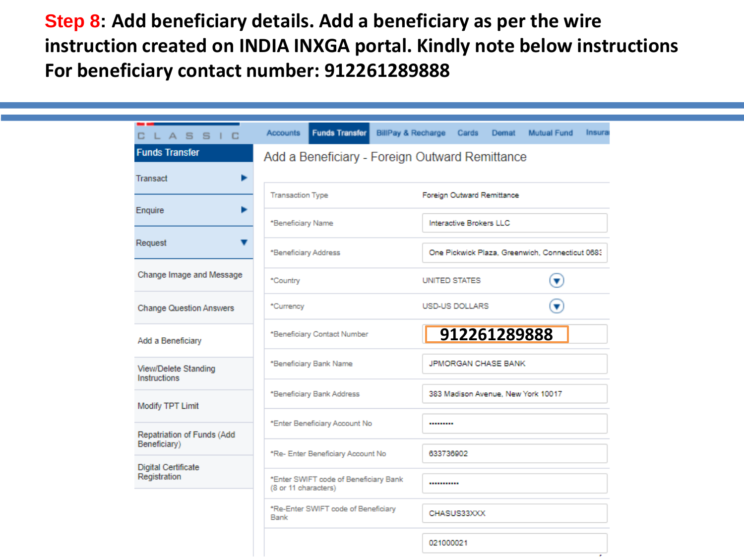**Step 8: Add beneficiary details. Add a beneficiary as per the wire instruction created on INDIA INXGA portal. Kindly note below instructions For beneficiary contact number: 912261289888**

CLASSIC

Accounts | Funds Transfer | BillPay & Recharge | Cards | Demat | Mutual Fund | Insura

**Funds Transfer**

- Transact
- Enquire
- Request
- Change Image and Message
- Change Question Answers
- Add a Beneficiary
- View/Delete Standing Instructions
- Modify TPT Limit
- Repatriation of Funds (Add Beneficiary)
- Digital Certificate Registration

## Add a Beneficiary - Foreign Outward Remittance

| | |
|---|---|
| Transaction Type | Foreign Outward Remittance |
| *Beneficiary Name | Interactive Brokers LLC |
| *Beneficiary Address | One Pickwick Plaza, Greenwich, Connecticut 068: |
| *Country | UNITED STATES |
| *Currency | USD-US DOLLARS |
| *Beneficiary Contact Number | 912261289888 |
| *Beneficiary Bank Name | JPMORGAN CHASE BANK |
| *Beneficiary Bank Address | 383 Madison Avenue, New York 10017 |
| *Enter Beneficiary Account No | ········· |
| *Re- Enter Beneficiary Account No | 633736902 |
| *Enter SWIFT code of Beneficiary Bank (8 or 11 characters) | ··········· |
| *Re-Enter SWIFT code of Beneficiary Bank | CHASUS33XXX |
| | 021000021 |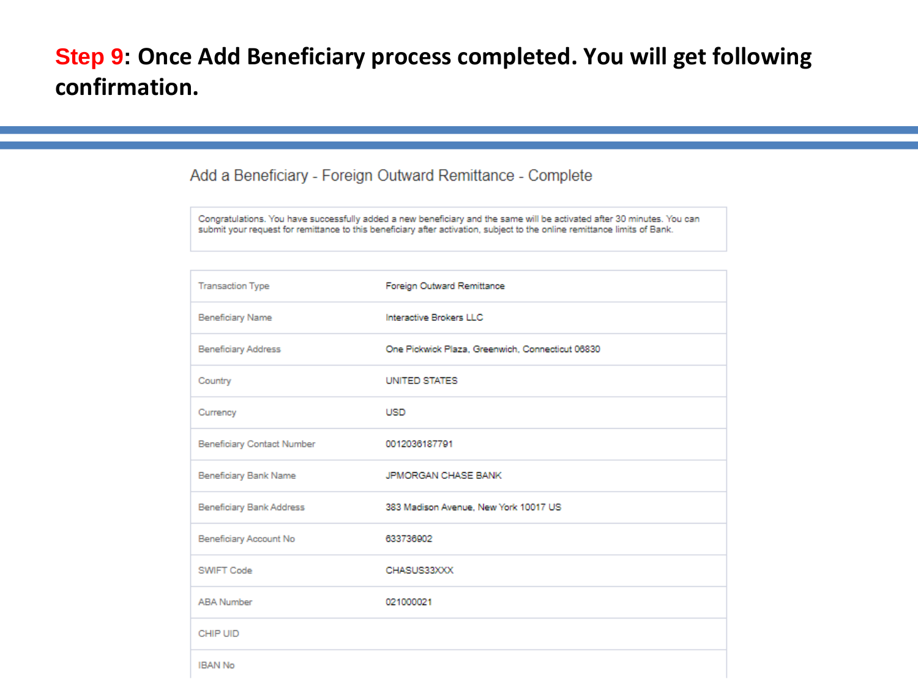**Step 9: Once Add Beneficiary process completed. You will get following confirmation.**

Add a Beneficiary - Foreign Outward Remittance - Complete

Congratulations. You have successfully added a new beneficiary and the same will be activated after 30 minutes. You can submit your request for remittance to this beneficiary after activation, subject to the online remittance limits of Bank.

| | |
|---|---|
| Transaction Type | Foreign Outward Remittance |
| Beneficiary Name | Interactive Brokers LLC |
| Beneficiary Address | One Pickwick Plaza, Greenwich, Connecticut 06830 |
| Country | UNITED STATES |
| Currency | USD |
| Beneficiary Contact Number | 0012036187791 |
| Beneficiary Bank Name | JPMORGAN CHASE BANK |
| Beneficiary Bank Address | 383 Madison Avenue, New York 10017 US |
| Beneficiary Account No | 633736902 |
| SWIFT Code | CHASUS33XXX |
| ABA Number | 021000021 |
| CHIP UID | |
| IBAN No | |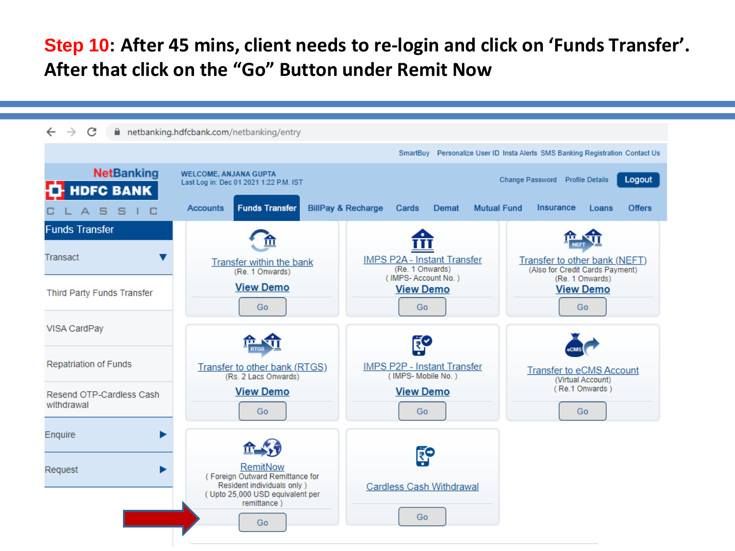**Step 10: After 45 mins, client needs to re-login and click on 'Funds Transfer'. After that click on the "Go" Button under Remit Now**

netbanking.hdfcbank.com/netbanking/entry

SmartBuy Personalize User ID Insta Alerts SMS Banking Registration Contact Us

NetBanking HDFC BANK CLASSIC

WELCOME, ANJANA GUPTA
Last Log in: Dec 01 2021 1:22 P.M. IST

Change Password Profile Details Logout

Accounts | Funds Transfer | BillPay & Recharge | Cards | Demat | Mutual Fund | Insurance | Loans | Offers

Funds Transfer

- Transact
- Third Party Funds Transfer
- VISA CardPay
- Repatriation of Funds
- Resend OTP-Cardless Cash withdrawal
- Enquire
- Request

Transfer within the bank
(Re. 1 Onwards)
View Demo
Go

IMPS P2A - Instant Transfer
(Re. 1 Onwards)
( IMPS- Account No. )
View Demo
Go

Transfer to other bank (NEFT)
(Also for Credit Cards Payment)
(Re. 1 Onwards)
View Demo
Go

Transfer to other bank (RTGS)
(Rs. 2 Lacs Onwards)
View Demo
Go

IMPS P2P - Instant Transfer
( IMPS- Mobile No. )
View Demo
Go

Transfer to eCMS Account
(Virtual Account)
( Re.1 Onwards )
Go

RemitNow
( Foreign Outward Remittance for Resident individuals only )
( Upto 25,000 USD equivalent per remittance )
Go

Cardless Cash Withdrawal
Go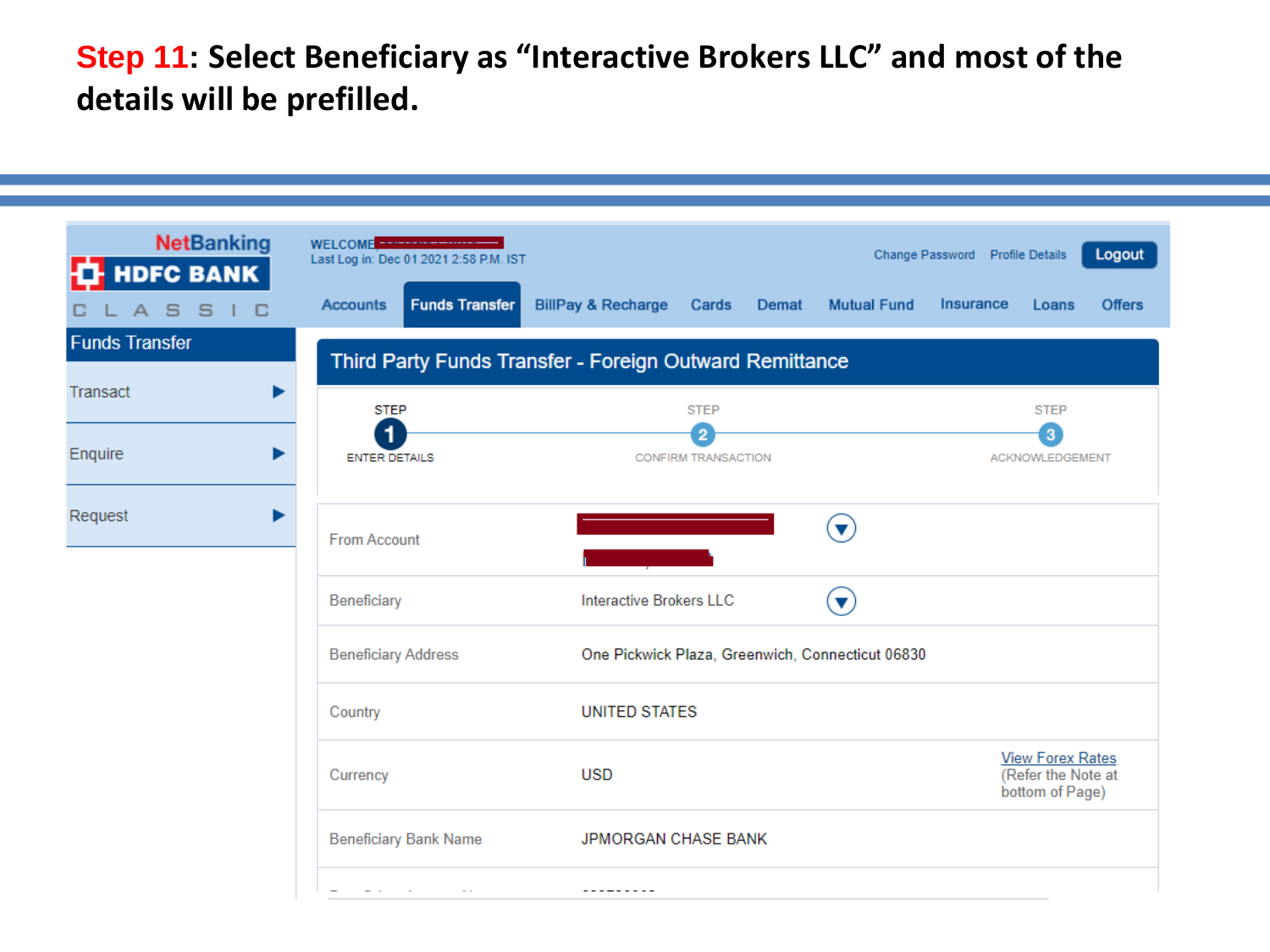**Step 11: Select Beneficiary as "Interactive Brokers LLC" and most of the details will be prefilled.**

NetBanking
HDFC BANK
CLASSIC

WELCOME
Last Log in: Dec 01 2021 2:58 P.M. IST

Change Password | Profile Details | Logout

Accounts | Funds Transfer | BillPay & Recharge | Cards | Demat | Mutual Fund | Insurance | Loans | Offers

**Funds Transfer**

- Transact
- Enquire
- Request

**Third Party Funds Transfer - Foreign Outward Remittance**

STEP 1 ENTER DETAILS — STEP 2 CONFIRM TRANSACTION — STEP 3 ACKNOWLEDGEMENT

| Field | Value |
| --- | --- |
| From Account | |
| Beneficiary | Interactive Brokers LLC |
| Beneficiary Address | One Pickwick Plaza, Greenwich, Connecticut 06830 |
| Country | UNITED STATES |
| Currency | USD — View Forex Rates (Refer the Note at bottom of Page) |
| Beneficiary Bank Name | JPMORGAN CHASE BANK |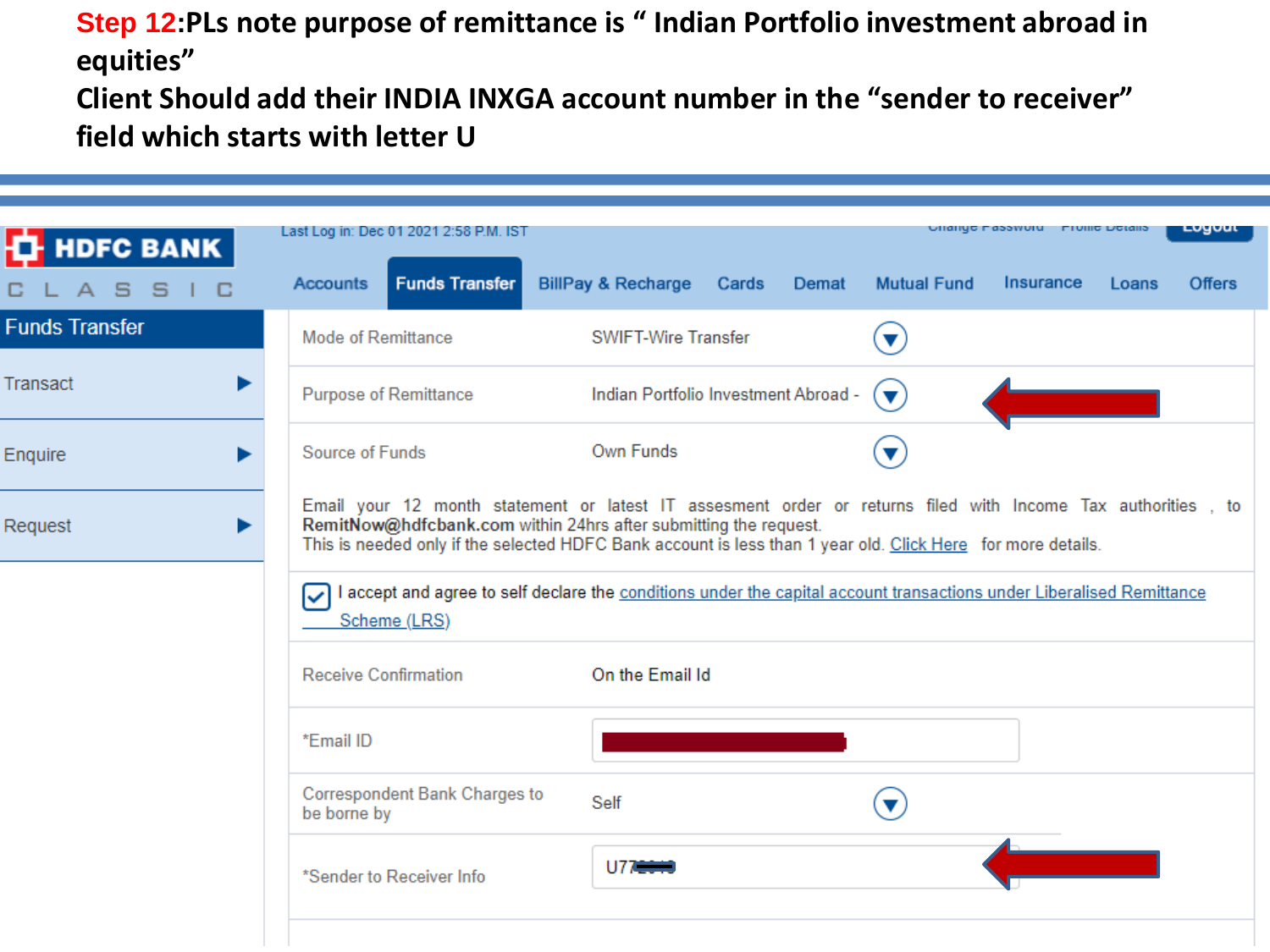**Step 12**:PLs note purpose of remittance is " Indian Portfolio investment abroad in equities"

**Client Should add their INDIA INXGA account number in the "sender to receiver" field which starts with letter U**

HDFC BANK CLASSIC

Last Log in: Dec 01 2021 2:58 P.M. IST

Change Password | Profile Details | Logout

Accounts | Funds Transfer | BillPay & Recharge | Cards | Demat | Mutual Fund | Insurance | Loans | Offers

**Funds Transfer**

- Transact
- Enquire
- Request

| | |
|---|---|
| Mode of Remittance | SWIFT-Wire Transfer |
| Purpose of Remittance | Indian Portfolio Investment Abroad - |
| Source of Funds | Own Funds |

Email your 12 month statement or latest IT assesment order or returns filed with Income Tax authorities , to **RemitNow@hdfcbank.com** within 24hrs after submitting the request.
This is needed only if the selected HDFC Bank account is less than 1 year old. Click Here for more details.

☑ I accept and agree to self declare the conditions under the capital account transactions under Liberalised Remittance Scheme (LRS)

| | |
|---|---|
| Receive Confirmation | On the Email Id |
| *Email ID | |
| Correspondent Bank Charges to be borne by | Self |
| *Sender to Receiver Info | U7 |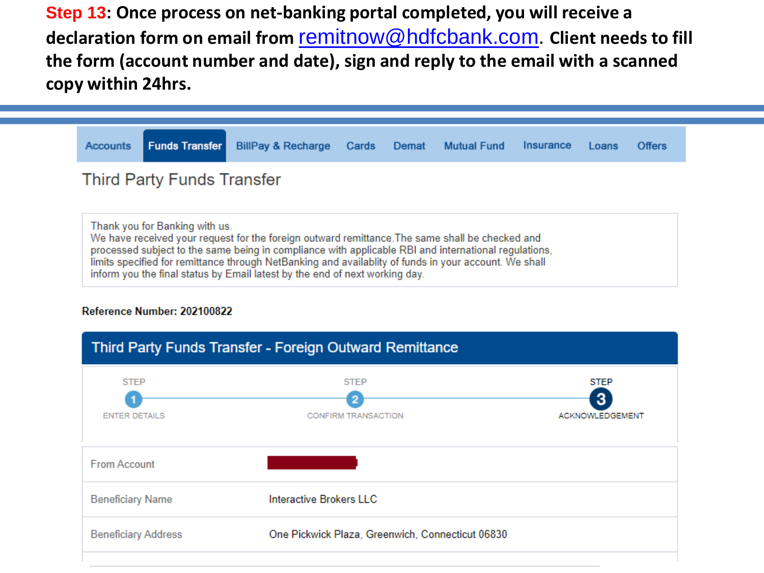**Step 13**: Once process on net-banking portal completed, you will receive a declaration form on email from remitnow@hdfcbank.com. Client needs to fill the form (account number and date), sign and reply to the email with a scanned copy within 24hrs.

Accounts | Funds Transfer | BillPay & Recharge | Cards | Demat | Mutual Fund | Insurance | Loans | Offers

## Third Party Funds Transfer

Thank you for Banking with us.
We have received your request for the foreign outward remittance.The same shall be checked and processed subject to the same being in compliance with applicable RBI and international regulations, limits specified for remittance through NetBanking and availablity of funds in your account. We shall inform you the final status by Email latest by the end of next working day.

**Reference Number: 202100822**

### Third Party Funds Transfer - Foreign Outward Remittance

STEP 1 ENTER DETAILS — STEP 2 CONFIRM TRANSACTION — STEP 3 ACKNOWLEDGEMENT

| | |
|---|---|
| From Account | |
| Beneficiary Name | Interactive Brokers LLC |
| Beneficiary Address | One Pickwick Plaza, Greenwich, Connecticut 06830 |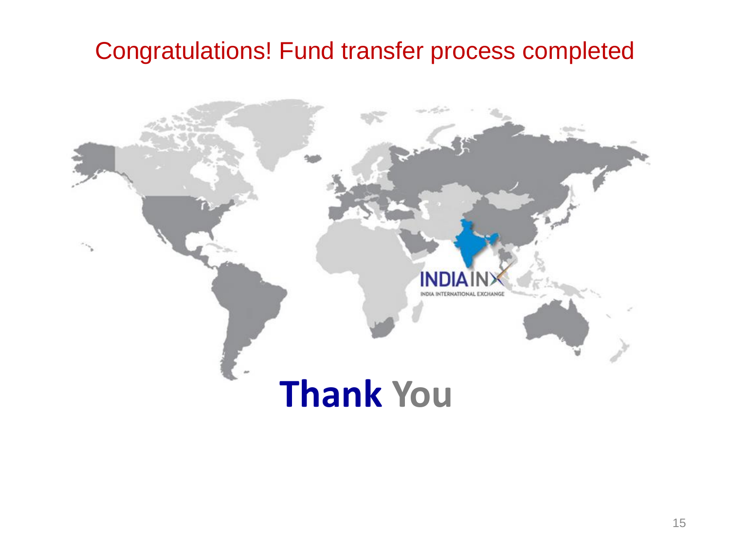# Congratulations! Fund transfer process completed

INDIA INX

INDIA INTERNATIONAL EXCHANGE

**Thank You**